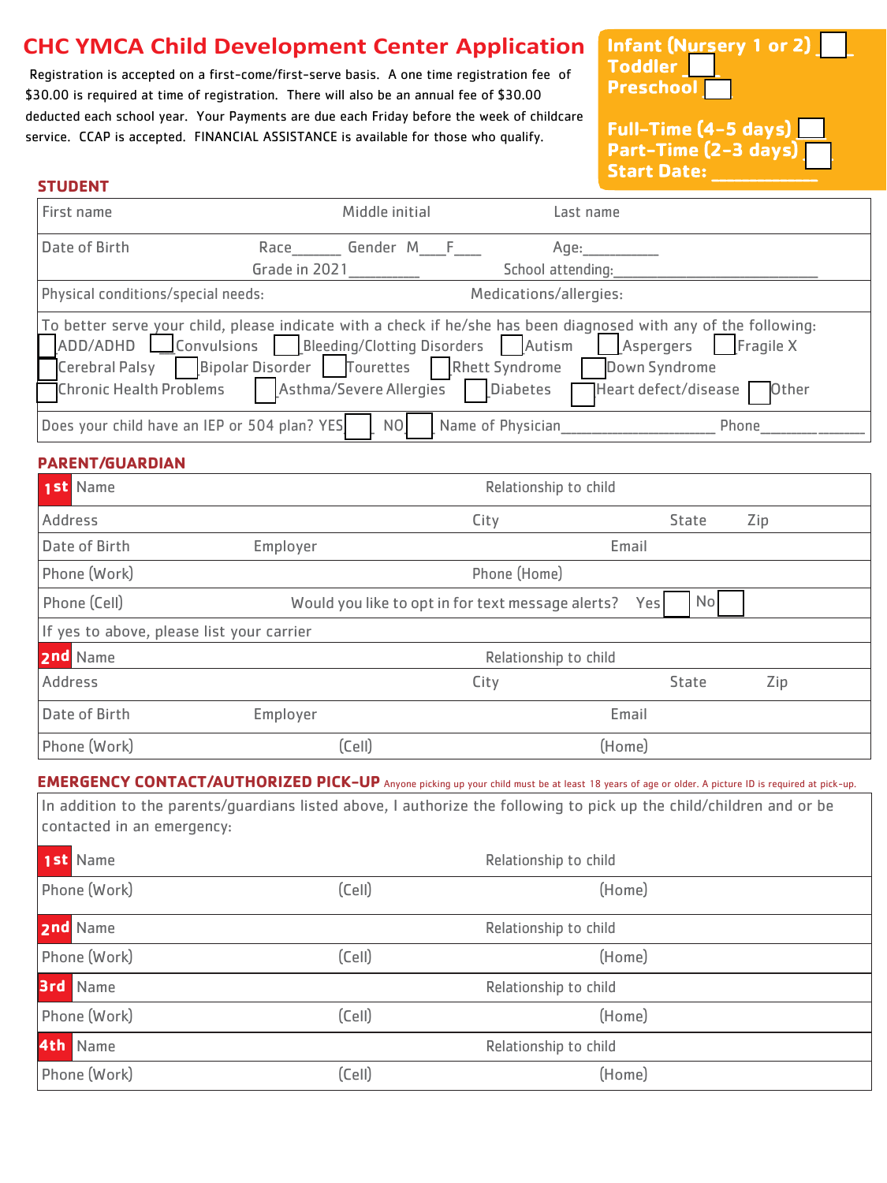# CHC YMCA Child Development Center Application

Registration is accepted on a first-come/first-serve basis. A one time registration fee of $30.00 is required at time of registration. There will also be an annual fee of $30.00 deducted each school year. Your Payments are due each Friday before the week of childcare service. CCAP is accepted. FINANCIAL ASSISTANCE is available for those who qualify.

**Infant (Nursery 1 or 2)** ☐
**Toddler** ☐
**Preschool** ☐

**Full-Time (4-5 days)** ☐
**Part-Time (2-3 days)** ☐
**Start Date:** ___________

## STUDENT

First name | Middle initial | Last name

Date of Birth | Race______ Gender M___F___ | Age:_________

Grade in 2021_________ | School attending:_________________________

Physical conditions/special needs: | Medications/allergies:

To better serve your child, please indicate with a check if he/she has been diagnosed with any of the following:

☐ ADD/ADHD ☐ Convulsions ☐ Bleeding/Clotting Disorders ☐ Autism ☐ Aspergers ☐ Fragile X
☐ Cerebral Palsy ☐ Bipolar Disorder ☐ Tourettes ☐ Rhett Syndrome ☐ Down Syndrome
☐ Chronic Health Problems ☐ Asthma/Severe Allergies ☐ Diabetes ☐ Heart defect/disease ☐ Other

Does your child have an IEP or 504 plan? YES ☐ NO ☐ Name of Physician____________________ Phone_____________

## PARENT/GUARDIAN

**1st** Name | Relationship to child

Address | City | State | Zip

Date of Birth | Employer | Email

Phone (Work) | Phone (Home)

Phone (Cell) | Would you like to opt in for text message alerts? Yes ☐ No ☐

If yes to above, please list your carrier

**2nd** Name | Relationship to child

Address | City | State | Zip

Date of Birth | Employer | Email

Phone (Work) | (Cell) | (Home)

## EMERGENCY CONTACT/AUTHORIZED PICK-UP

Anyone picking up your child must be at least 18 years of age or older. A picture ID is required at pick-up.

In addition to the parents/guardians listed above, I authorize the following to pick up the child/children and or be contacted in an emergency:

**1st** Name | Relationship to child

Phone (Work) | (Cell) | (Home)

**2nd** Name | Relationship to child

Phone (Work) | (Cell) | (Home)

**3rd** Name | Relationship to child

Phone (Work) | (Cell) | (Home)

**4th** Name | Relationship to child

Phone (Work) | (Cell) | (Home)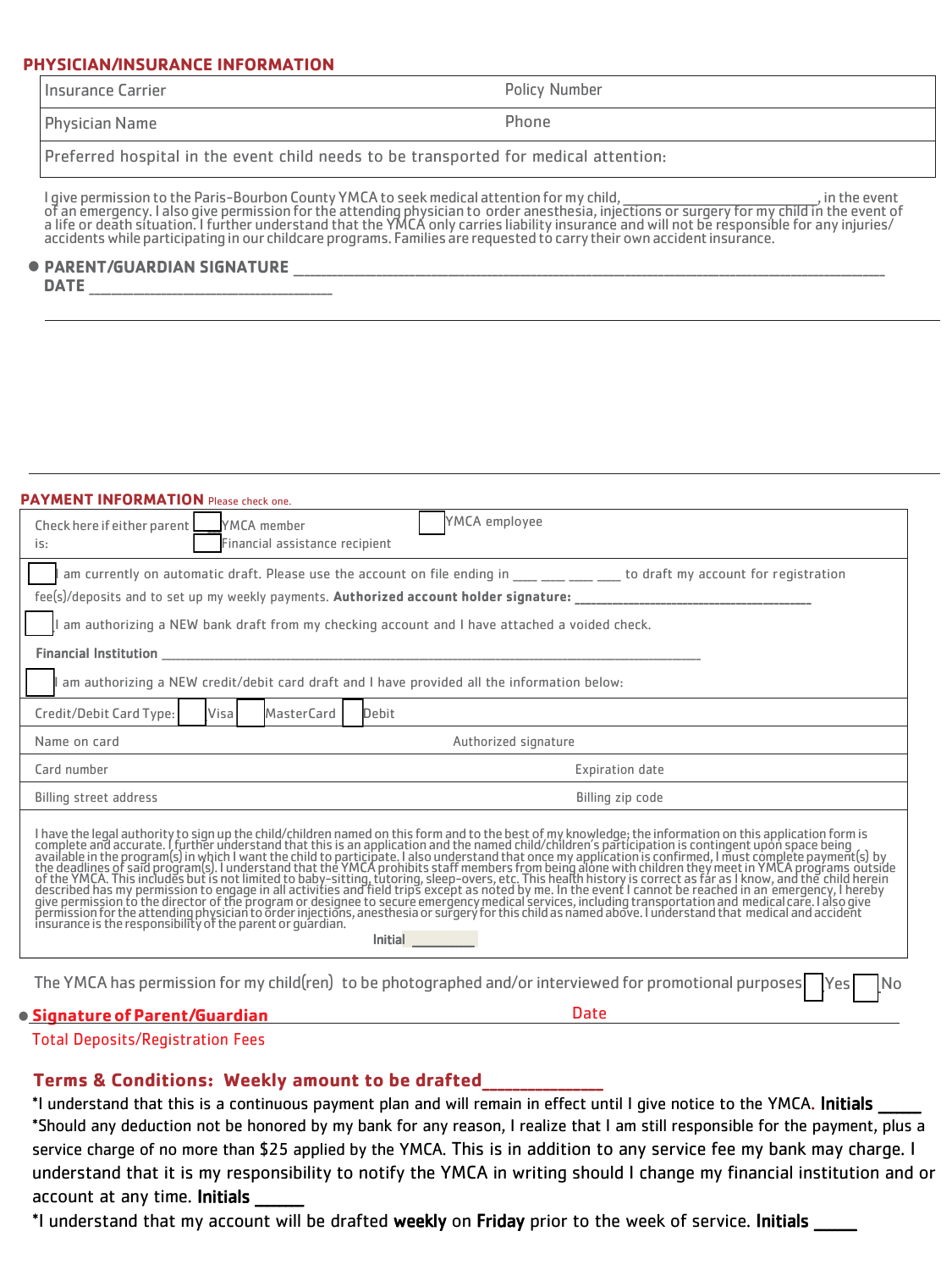## PHYSICIAN/INSURANCE INFORMATION

| | |
|---|---|
| Insurance Carrier | Policy Number |
| Physician Name | Phone |
| Preferred hospital in the event child needs to be transported for medical attention: | |

I give permission to the Paris-Bourbon County YMCA to seek medical attention for my child, ________________________, in the event of an emergency. I also give permission for the attending physician to order anesthesia, injections or surgery for my child in the event of a life or death situation. I further understand that the YMCA only carries liability insurance and will not be responsible for any injuries/ accidents while participating in our childcare programs. Families are requested to carry their own accident insurance.

● **PARENT/GUARDIAN SIGNATURE** ________________________________________________

**DATE** ______________________________

---

## PAYMENT INFORMATION

Please check one.

Check here if either parent is: ☐ YMCA member ☐ Financial assistance recipient ☐ YMCA employee

☐ I am currently on automatic draft. Please use the account on file ending in ___ ___ ___ ___ to draft my account for registration fee(s)/deposits and to set up my weekly payments. **Authorized account holder signature:** ______________________________

☐ I am authorizing a NEW bank draft from my checking account and I have attached a voided check.

**Financial Institution** ________________________________________________

☐ I am authorizing a NEW credit/debit card draft and I have provided all the information below:

Credit/Debit Card Type: ☐ Visa ☐ MasterCard ☐ Debit

| | |
|---|---|
| Name on card | Authorized signature |
| Card number | Expiration date |
| Billing street address | Billing zip code |

I have the legal authority to sign up the child/children named on this form and to the best of my knowledge; the information on this application form is complete and accurate. I further understand that this is an application and the named child/children's participation is contingent upon space being available in the program(s) in which I want the child to participate. I also understand that once my application is confirmed, I must complete payment(s) by the deadlines of said program(s). I understand that the YMCA prohibits staff members from being alone with children they meet in YMCA programs outside of the YMCA. This includes but is not limited to baby-sitting, tutoring, sleep-overs, etc. This health history is correct as far as I know, and the child herein described has my permission to engage in all activities and field trips except as noted by me. In the event I cannot be reached in an emergency, I hereby give permission to the director of the program or designee to secure emergency medical services, including transportation and medical care. I also give permission for the attending physician to order injections, anesthesia or surgery for this child as named above. I understand that medical and accident insurance is the responsibility of the parent or guardian.

Initial __________

The YMCA has permission for my child(ren) to be photographed and/or interviewed for promotional purposes ☐ Yes ☐ No

● **Signature of Parent/Guardian** Date

Total Deposits/Registration Fees

**Terms & Conditions: Weekly amount to be drafted**____________

*I understand that this is a continuous payment plan and will remain in effect until I give notice to the YMCA. **Initials** _____

*Should any deduction not be honored by my bank for any reason, I realize that I am still responsible for the payment, plus a service charge of no more than $25 applied by the YMCA. This is in addition to any service fee my bank may charge. I understand that it is my responsibility to notify the YMCA in writing should I change my financial institution and or account at any time. **Initials** _____

*I understand that my account will be drafted **weekly** on **Friday** prior to the week of service. **Initials** _____